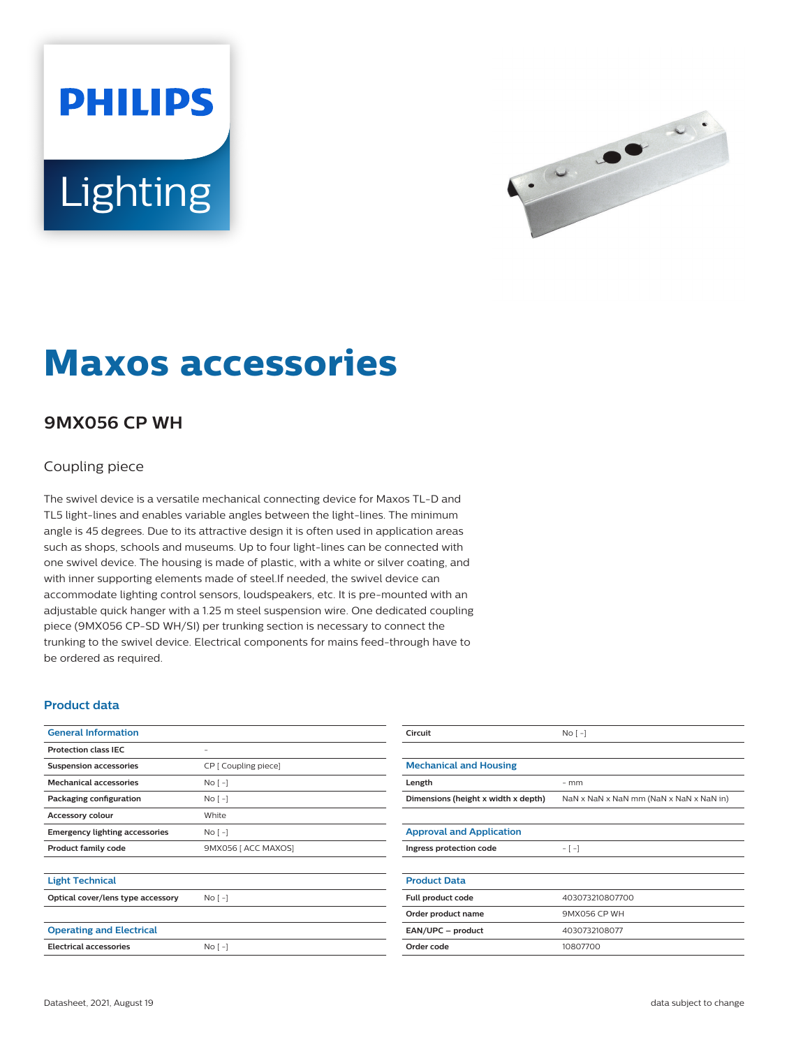# Maxos accessories

## 9MX056 CP WH

Coupling piece

The swivel device is a versatile mechanical connecting device for Maxos TL-D and TL5 light-lines and enables variable angles between the light-lines. The minimum angle is 45 degrees. Due to its attractive design it is often used in application areas such as shops, schools and museums. Up to four light-lines can be connected with one swivel device. The housing is made of plastic, with a white or silver coating, and with inner supporting elements made of steel.If needed, the swivel device can accommodate lighting control sensors, loudspeakers, etc. It is pre-mounted with an adjustable quick hanger with a 1.25 m steel suspension wire. One dedicated coupling piece (9MX056 CP-SD WH/SI) per trunking section is necessary to connect the trunking to the swivel device. Electrical components for mains feed-through have to be ordered as required.

### Product data

| General Information | |
|---|---|
| Protection class IEC | - |
| Suspension accessories | CP [ Coupling piece] |
| Mechanical accessories | No [ -] |
| Packaging configuration | No [ -] |
| Accessory colour | White |
| Emergency lighting accessories | No [ -] |
| Product family code | 9MX056 [ ACC MAXOS] |

| Light Technical | |
|---|---|
| Optical cover/lens type accessory | No [ -] |

| Operating and Electrical | |
|---|---|
| Electrical accessories | No [ -] |
| Circuit | No [ -] |

| Mechanical and Housing | |
|---|---|
| Length | - mm |
| Dimensions (height x width x depth) | NaN x NaN x NaN mm (NaN x NaN x NaN in) |

| Approval and Application | |
|---|---|
| Ingress protection code | - [ -] |

| Product Data | |
|---|---|
| Full product code | 403073210807700 |
| Order product name | 9MX056 CP WH |
| EAN/UPC – product | 4030732108077 |
| Order code | 10807700 |

Datasheet, 2021, August 19

data subject to change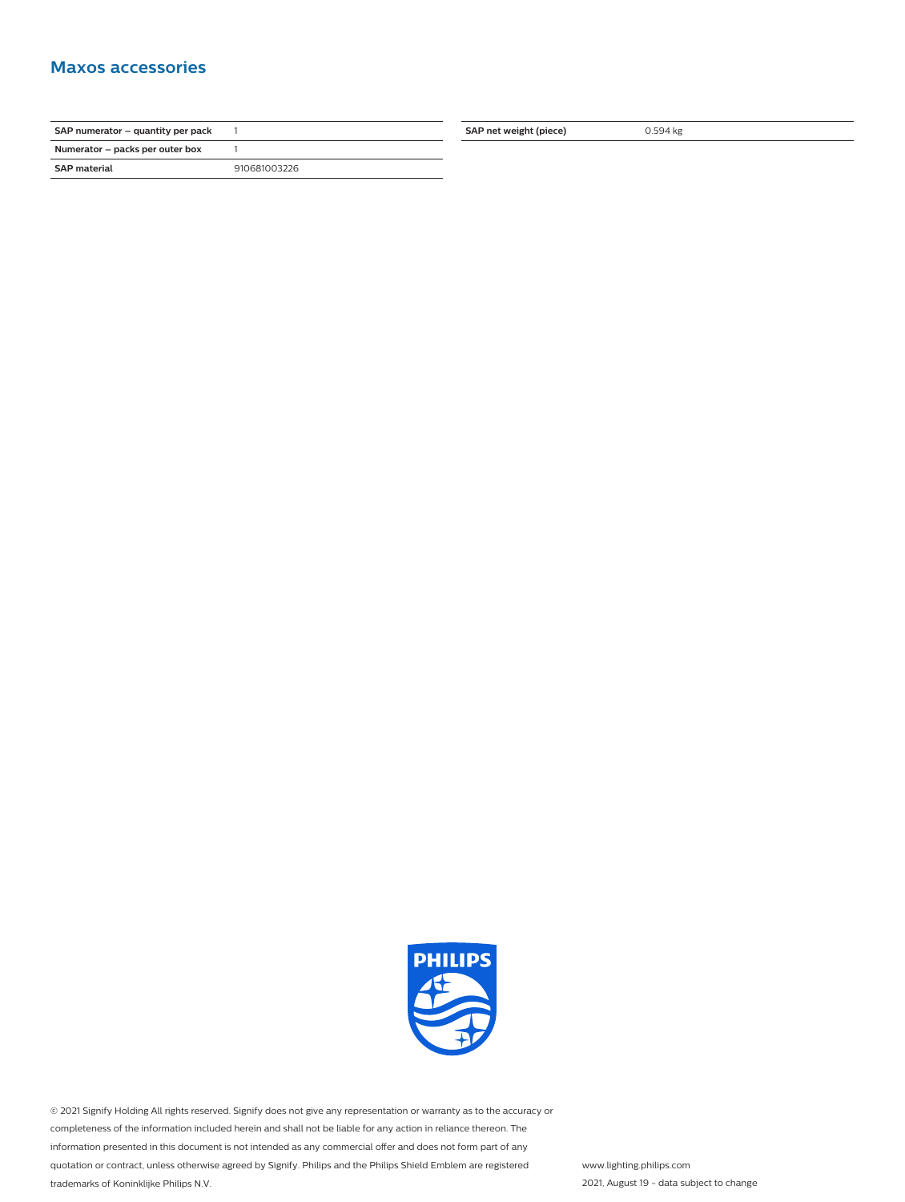## Maxos accessories

| | |
|---|---|
| SAP numerator – quantity per pack | 1 |
| Numerator – packs per outer box | 1 |
| SAP material | 910681003226 |

| | |
|---|---|
| SAP net weight (piece) | 0.594 kg |

© 2021 Signify Holding All rights reserved. Signify does not give any representation or warranty as to the accuracy or completeness of the information included herein and shall not be liable for any action in reliance thereon. The information presented in this document is not intended as any commercial offer and does not form part of any quotation or contract, unless otherwise agreed by Signify. Philips and the Philips Shield Emblem are registered trademarks of Koninklijke Philips N.V.

www.lighting.philips.com

2021, August 19 - data subject to change